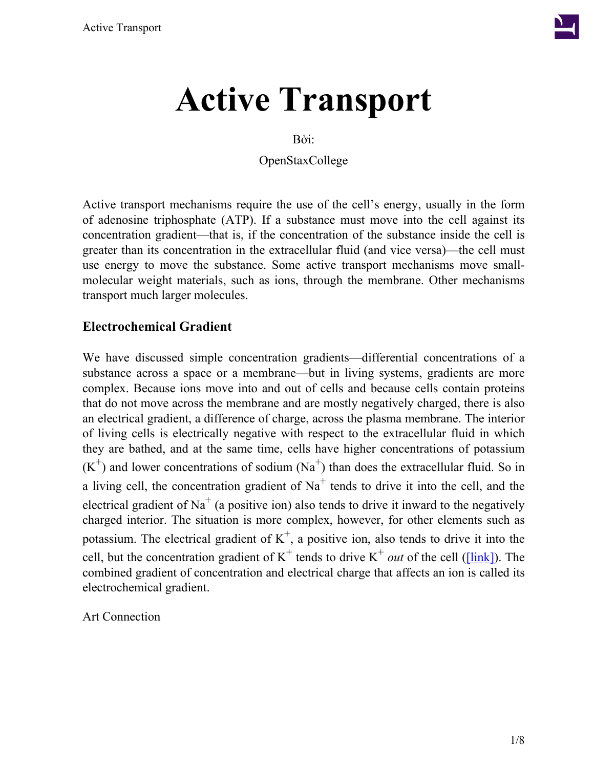# Active Transport

Bởi:

OpenStaxCollege

Active transport mechanisms require the use of the cell's energy, usually in the form of adenosine triphosphate (ATP). If a substance must move into the cell against its concentration gradient—that is, if the concentration of the substance inside the cell is greater than its concentration in the extracellular fluid (and vice versa)—the cell must use energy to move the substance. Some active transport mechanisms move small-molecular weight materials, such as ions, through the membrane. Other mechanisms transport much larger molecules.

### Electrochemical Gradient

We have discussed simple concentration gradients—differential concentrations of a substance across a space or a membrane—but in living systems, gradients are more complex. Because ions move into and out of cells and because cells contain proteins that do not move across the membrane and are mostly negatively charged, there is also an electrical gradient, a difference of charge, across the plasma membrane. The interior of living cells is electrically negative with respect to the extracellular fluid in which they are bathed, and at the same time, cells have higher concentrations of potassium ($K^+$) and lower concentrations of sodium ($Na^+$) than does the extracellular fluid. So in a living cell, the concentration gradient of $Na^+$ tends to drive it into the cell, and the electrical gradient of $Na^+$ (a positive ion) also tends to drive it inward to the negatively charged interior. The situation is more complex, however, for other elements such as potassium. The electrical gradient of $K^+$, a positive ion, also tends to drive it into the cell, but the concentration gradient of $K^+$ tends to drive $K^+$ *out* of the cell ([link]). The combined gradient of concentration and electrical charge that affects an ion is called its electrochemical gradient.

Art Connection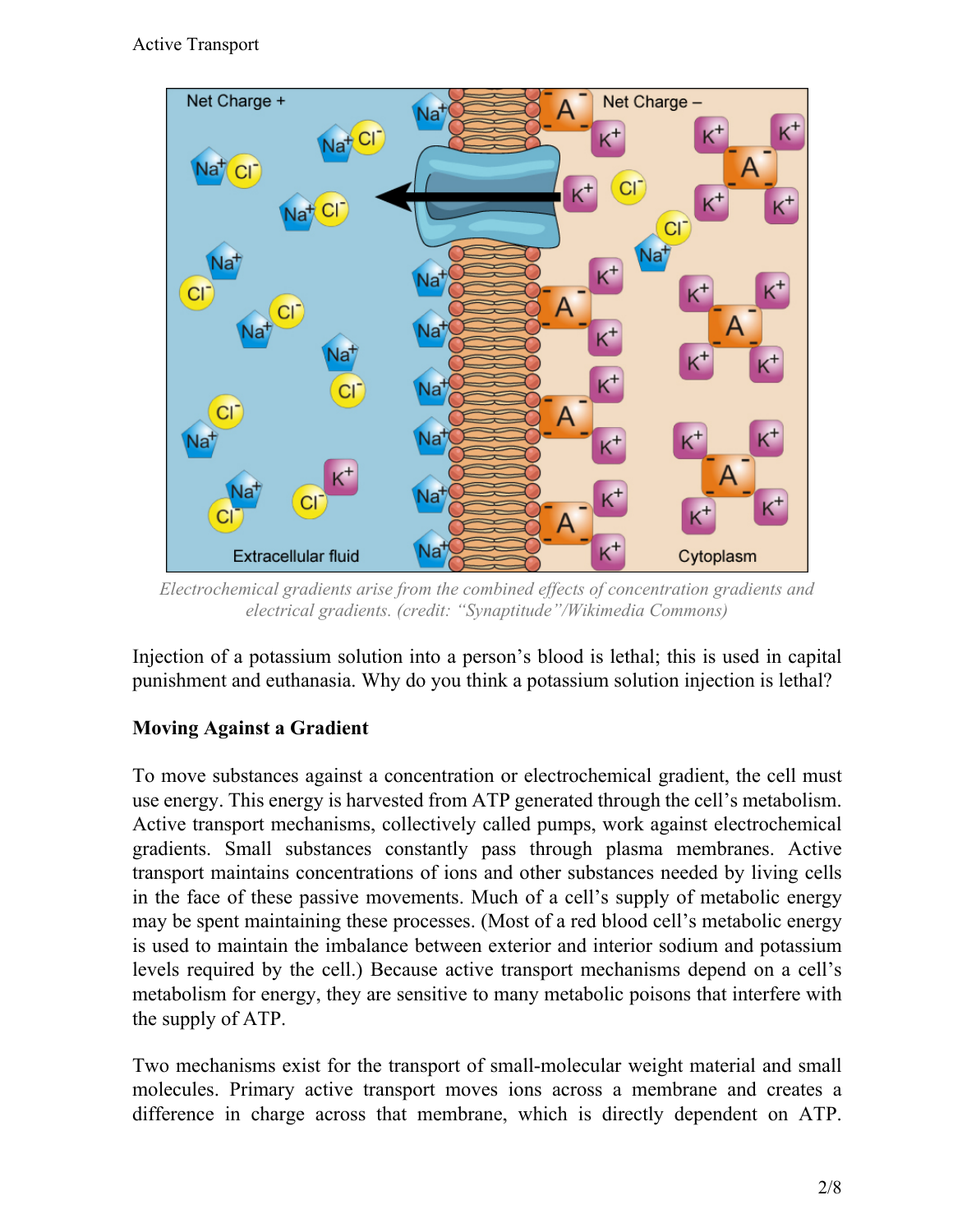*Electrochemical gradients arise from the combined effects of concentration gradients and electrical gradients. (credit: "Synaptitude"/Wikimedia Commons)*

Injection of a potassium solution into a person's blood is lethal; this is used in capital punishment and euthanasia. Why do you think a potassium solution injection is lethal?

**Moving Against a Gradient**

To move substances against a concentration or electrochemical gradient, the cell must use energy. This energy is harvested from ATP generated through the cell's metabolism. Active transport mechanisms, collectively called pumps, work against electrochemical gradients. Small substances constantly pass through plasma membranes. Active transport maintains concentrations of ions and other substances needed by living cells in the face of these passive movements. Much of a cell's supply of metabolic energy may be spent maintaining these processes. (Most of a red blood cell's metabolic energy is used to maintain the imbalance between exterior and interior sodium and potassium levels required by the cell.) Because active transport mechanisms depend on a cell's metabolism for energy, they are sensitive to many metabolic poisons that interfere with the supply of ATP.

Two mechanisms exist for the transport of small-molecular weight material and small molecules. Primary active transport moves ions across a membrane and creates a difference in charge across that membrane, which is directly dependent on ATP.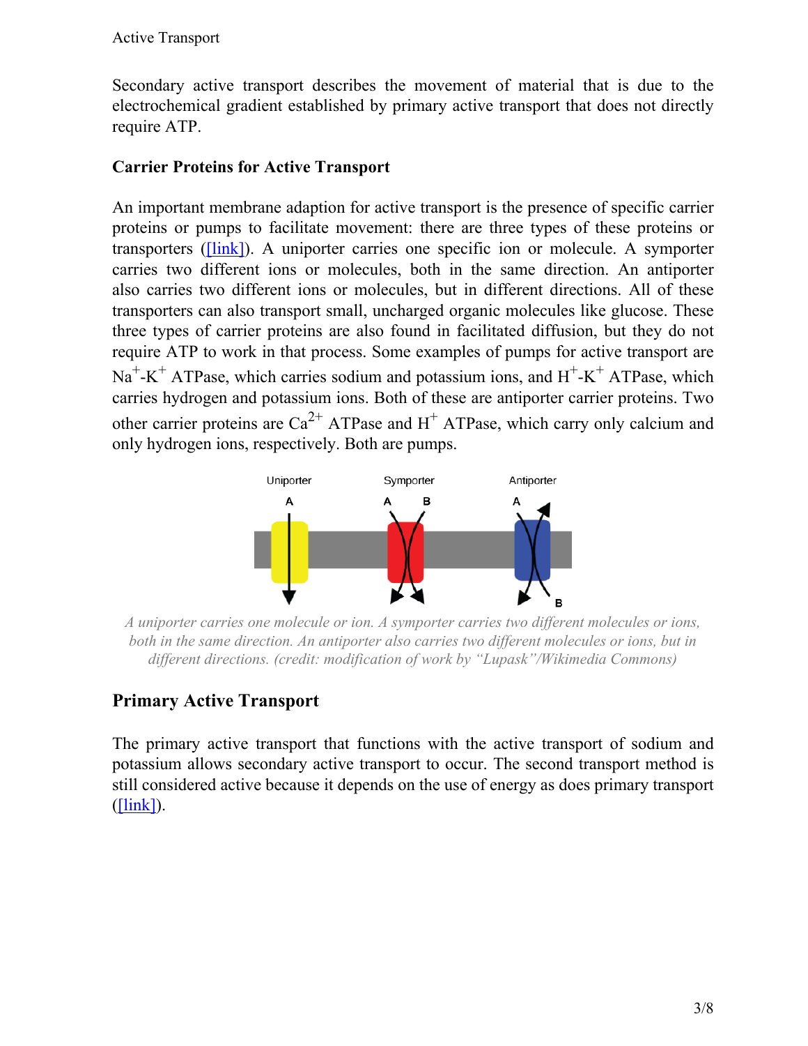Secondary active transport describes the movement of material that is due to the electrochemical gradient established by primary active transport that does not directly require ATP.

### Carrier Proteins for Active Transport

An important membrane adaption for active transport is the presence of specific carrier proteins or pumps to facilitate movement: there are three types of these proteins or transporters ([link]). A uniporter carries one specific ion or molecule. A symporter carries two different ions or molecules, both in the same direction. An antiporter also carries two different ions or molecules, but in different directions. All of these transporters can also transport small, uncharged organic molecules like glucose. These three types of carrier proteins are also found in facilitated diffusion, but they do not require ATP to work in that process. Some examples of pumps for active transport are $Na^+$-$K^+$ ATPase, which carries sodium and potassium ions, and $H^+$-$K^+$ ATPase, which carries hydrogen and potassium ions. Both of these are antiporter carrier proteins. Two other carrier proteins are $Ca^{2+}$ ATPase and $H^+$ ATPase, which carry only calcium and only hydrogen ions, respectively. Both are pumps.

*A uniporter carries one molecule or ion. A symporter carries two different molecules or ions, both in the same direction. An antiporter also carries two different molecules or ions, but in different directions. (credit: modification of work by "Lupask"/Wikimedia Commons)*

## Primary Active Transport

The primary active transport that functions with the active transport of sodium and potassium allows secondary active transport to occur. The second transport method is still considered active because it depends on the use of energy as does primary transport ([link]).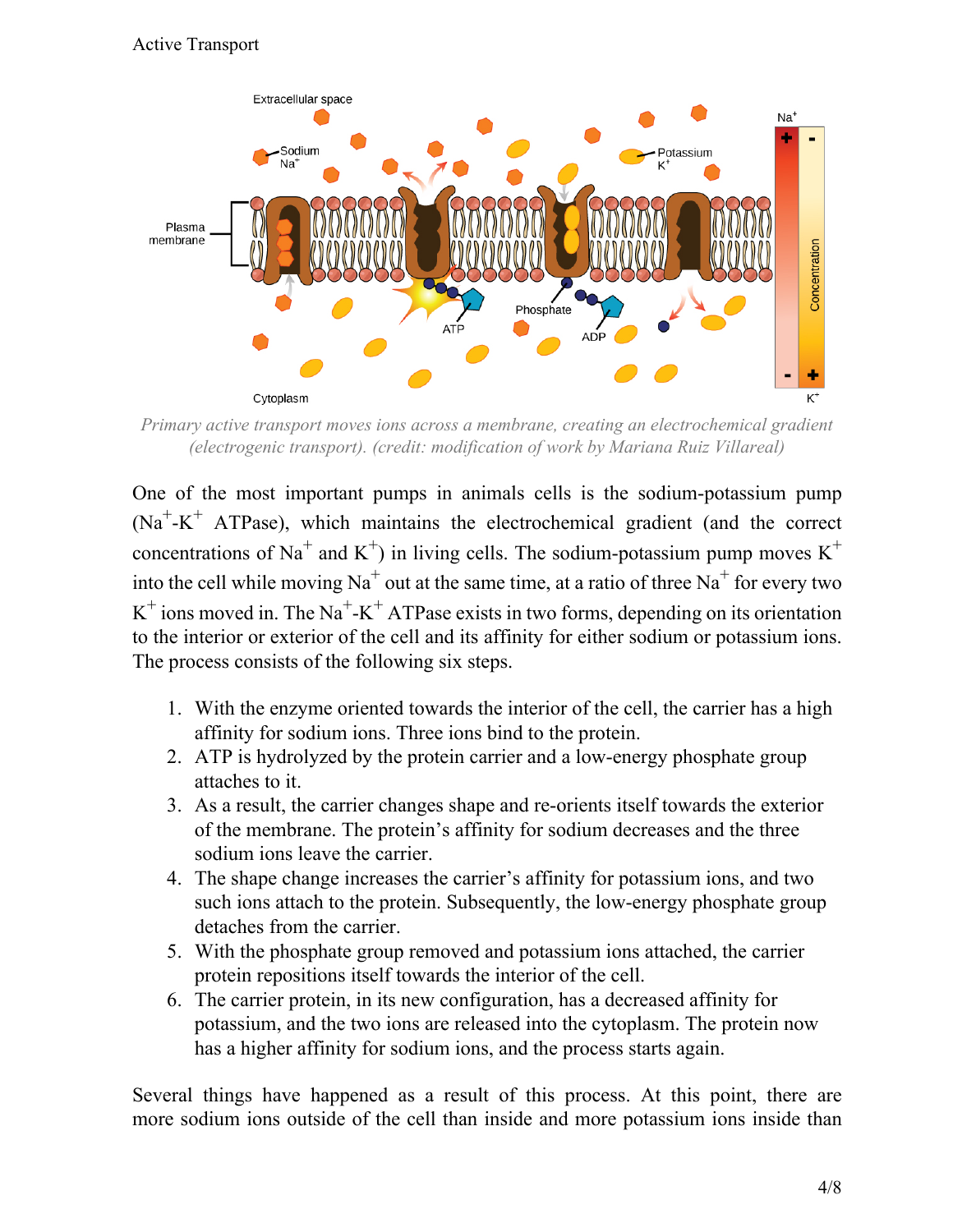Primary active transport moves ions across a membrane, creating an electrochemical gradient (electrogenic transport). (credit: modification of work by Mariana Ruiz Villareal)

One of the most important pumps in animals cells is the sodium-potassium pump ($Na^+$-$K^+$ ATPase), which maintains the electrochemical gradient (and the correct concentrations of $Na^+$ and $K^+$) in living cells. The sodium-potassium pump moves $K^+$ into the cell while moving $Na^+$ out at the same time, at a ratio of three $Na^+$ for every two $K^+$ ions moved in. The $Na^+$-$K^+$ ATPase exists in two forms, depending on its orientation to the interior or exterior of the cell and its affinity for either sodium or potassium ions. The process consists of the following six steps.

1. With the enzyme oriented towards the interior of the cell, the carrier has a high affinity for sodium ions. Three ions bind to the protein.
2. ATP is hydrolyzed by the protein carrier and a low-energy phosphate group attaches to it.
3. As a result, the carrier changes shape and re-orients itself towards the exterior of the membrane. The protein's affinity for sodium decreases and the three sodium ions leave the carrier.
4. The shape change increases the carrier's affinity for potassium ions, and two such ions attach to the protein. Subsequently, the low-energy phosphate group detaches from the carrier.
5. With the phosphate group removed and potassium ions attached, the carrier protein repositions itself towards the interior of the cell.
6. The carrier protein, in its new configuration, has a decreased affinity for potassium, and the two ions are released into the cytoplasm. The protein now has a higher affinity for sodium ions, and the process starts again.

Several things have happened as a result of this process. At this point, there are more sodium ions outside of the cell than inside and more potassium ions inside than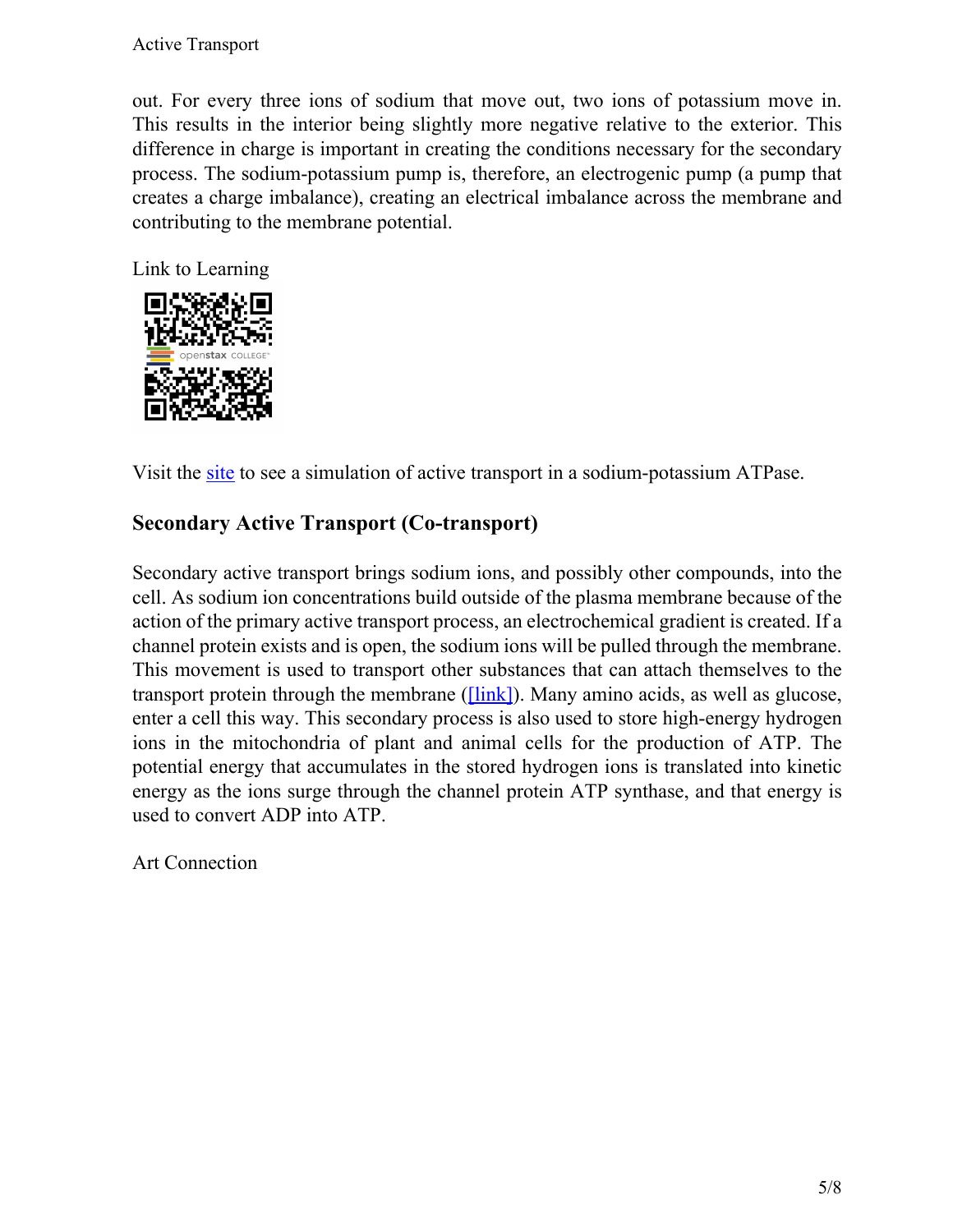out. For every three ions of sodium that move out, two ions of potassium move in. This results in the interior being slightly more negative relative to the exterior. This difference in charge is important in creating the conditions necessary for the secondary process. The sodium-potassium pump is, therefore, an electrogenic pump (a pump that creates a charge imbalance), creating an electrical imbalance across the membrane and contributing to the membrane potential.

Link to Learning

Visit the site to see a simulation of active transport in a sodium-potassium ATPase.

## Secondary Active Transport (Co-transport)

Secondary active transport brings sodium ions, and possibly other compounds, into the cell. As sodium ion concentrations build outside of the plasma membrane because of the action of the primary active transport process, an electrochemical gradient is created. If a channel protein exists and is open, the sodium ions will be pulled through the membrane. This movement is used to transport other substances that can attach themselves to the transport protein through the membrane ([link]). Many amino acids, as well as glucose, enter a cell this way. This secondary process is also used to store high-energy hydrogen ions in the mitochondria of plant and animal cells for the production of ATP. The potential energy that accumulates in the stored hydrogen ions is translated into kinetic energy as the ions surge through the channel protein ATP synthase, and that energy is used to convert ADP into ATP.

Art Connection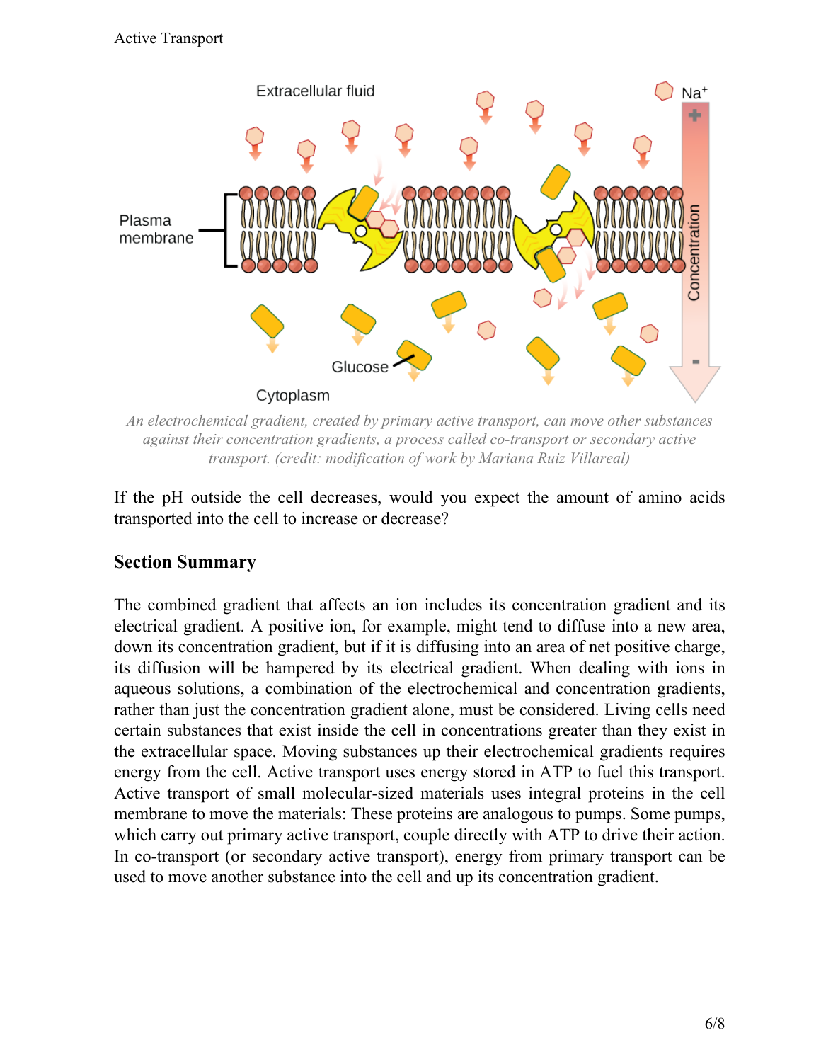An electrochemical gradient, created by primary active transport, can move other substances against their concentration gradients, a process called co-transport or secondary active transport. (credit: modification of work by Mariana Ruiz Villareal)

If the pH outside the cell decreases, would you expect the amount of amino acids transported into the cell to increase or decrease?

## Section Summary

The combined gradient that affects an ion includes its concentration gradient and its electrical gradient. A positive ion, for example, might tend to diffuse into a new area, down its concentration gradient, but if it is diffusing into an area of net positive charge, its diffusion will be hampered by its electrical gradient. When dealing with ions in aqueous solutions, a combination of the electrochemical and concentration gradients, rather than just the concentration gradient alone, must be considered. Living cells need certain substances that exist inside the cell in concentrations greater than they exist in the extracellular space. Moving substances up their electrochemical gradients requires energy from the cell. Active transport uses energy stored in ATP to fuel this transport. Active transport of small molecular-sized materials uses integral proteins in the cell membrane to move the materials: These proteins are analogous to pumps. Some pumps, which carry out primary active transport, couple directly with ATP to drive their action. In co-transport (or secondary active transport), energy from primary transport can be used to move another substance into the cell and up its concentration gradient.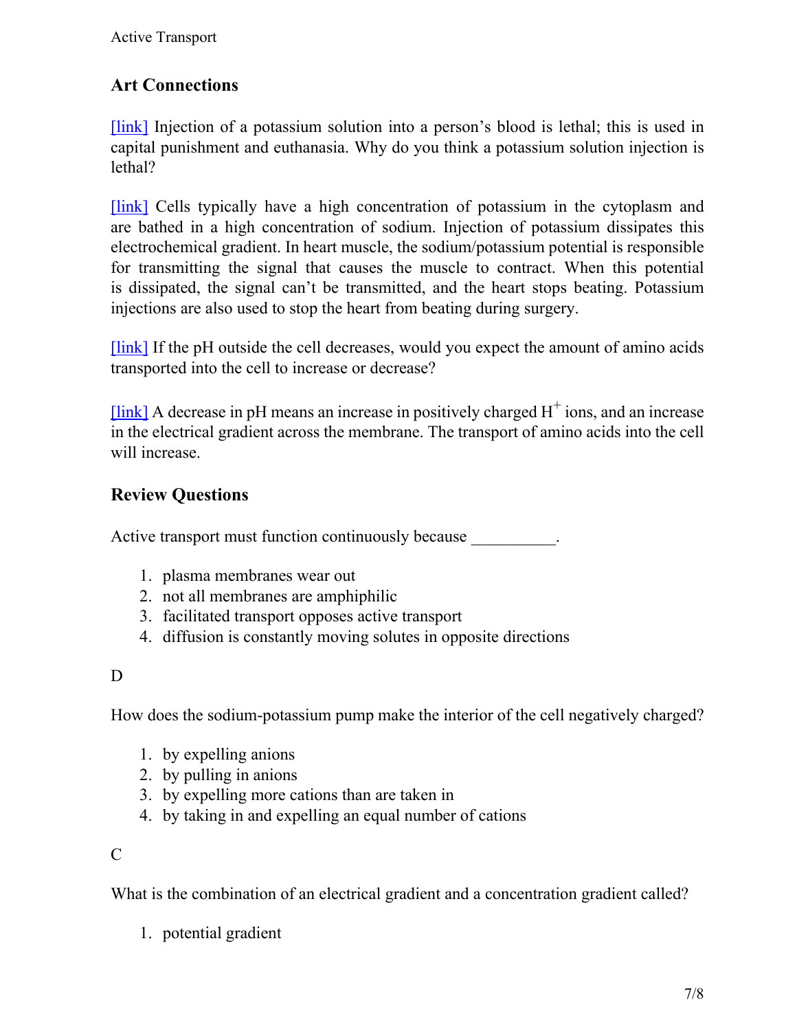## Art Connections

[link] Injection of a potassium solution into a person's blood is lethal; this is used in capital punishment and euthanasia. Why do you think a potassium solution injection is lethal?

[link] Cells typically have a high concentration of potassium in the cytoplasm and are bathed in a high concentration of sodium. Injection of potassium dissipates this electrochemical gradient. In heart muscle, the sodium/potassium potential is responsible for transmitting the signal that causes the muscle to contract. When this potential is dissipated, the signal can't be transmitted, and the heart stops beating. Potassium injections are also used to stop the heart from beating during surgery.

[link] If the pH outside the cell decreases, would you expect the amount of amino acids transported into the cell to increase or decrease?

[link] A decrease in pH means an increase in positively charged $H^+$ ions, and an increase in the electrical gradient across the membrane. The transport of amino acids into the cell will increase.

## Review Questions

Active transport must function continuously because __________.

1. plasma membranes wear out
2. not all membranes are amphiphilic
3. facilitated transport opposes active transport
4. diffusion is constantly moving solutes in opposite directions

D

How does the sodium-potassium pump make the interior of the cell negatively charged?

1. by expelling anions
2. by pulling in anions
3. by expelling more cations than are taken in
4. by taking in and expelling an equal number of cations

C

What is the combination of an electrical gradient and a concentration gradient called?

1. potential gradient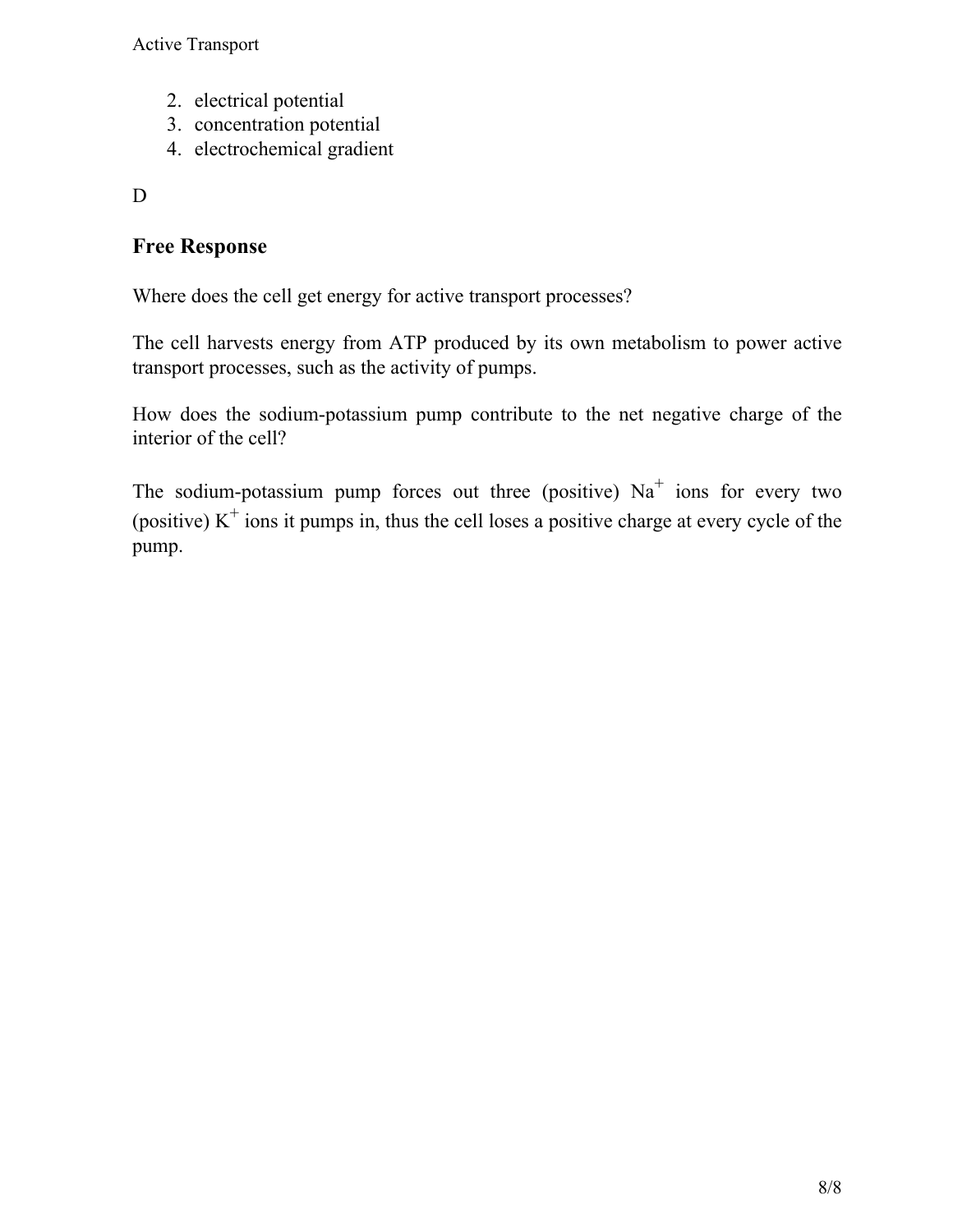2. electrical potential
3. concentration potential
4. electrochemical gradient

D

## Free Response

Where does the cell get energy for active transport processes?

The cell harvests energy from ATP produced by its own metabolism to power active transport processes, such as the activity of pumps.

How does the sodium-potassium pump contribute to the net negative charge of the interior of the cell?

The sodium-potassium pump forces out three (positive) $Na^+$ ions for every two (positive) $K^+$ ions it pumps in, thus the cell loses a positive charge at every cycle of the pump.